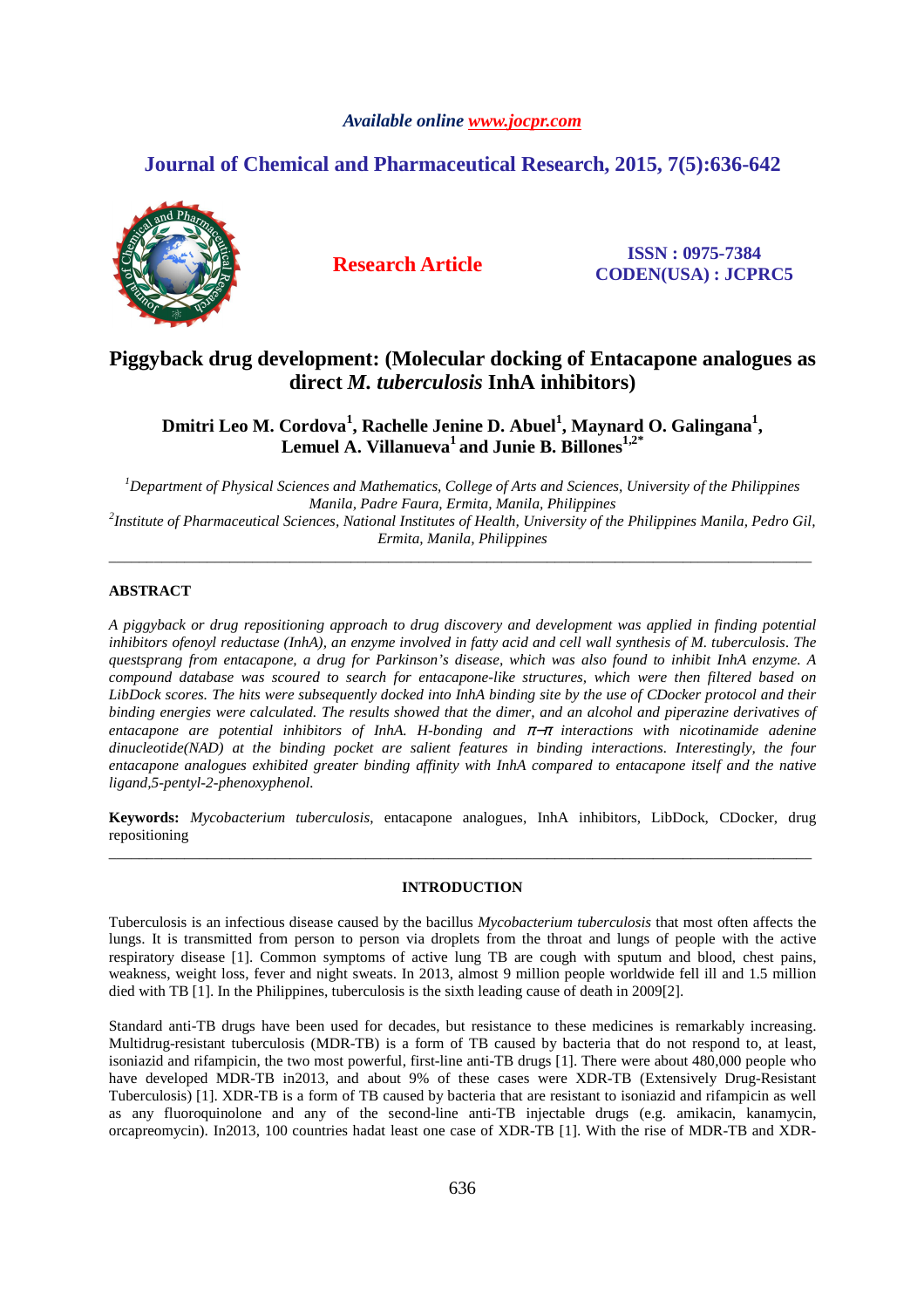Available online www.jocpr.com

# Journal of Chemical and Pharmaceutical Research, 2015, 7(5):636-642

**Research Article**

**ISSN : 0975-7384**
**CODEN(USA) : JCPRC5**

# Piggyback drug development: (Molecular docking of Entacapone analogues as direct *M. tuberculosis* InhA inhibitors)

**Dmitri Leo M. Cordova[1], Rachelle Jenine D. Abuel[1], Maynard O. Galingana[1], Lemuel A. Villanueva[1] and Junie B. Billones[1,2*]**

[1]*Department of Physical Sciences and Mathematics, College of Arts and Sciences, University of the Philippines Manila, Padre Faura, Ermita, Manila, Philippines*
[2]*Institute of Pharmaceutical Sciences, National Institutes of Health, University of the Philippines Manila, Pedro Gil, Ermita, Manila, Philippines*

---

## ABSTRACT

*A piggyback or drug repositioning approach to drug discovery and development was applied in finding potential inhibitors ofenoyl reductase (InhA), an enzyme involved in fatty acid and cell wall synthesis of M. tuberculosis. The questsprang from entacapone, a drug for Parkinson's disease, which was also found to inhibit InhA enzyme. A compound database was scoured to search for entacapone-like structures, which were then filtered based on LibDock scores. The hits were subsequently docked into InhA binding site by the use of CDocker protocol and their binding energies were calculated. The results showed that the dimer, and an alcohol and piperazine derivatives of entacapone are potential inhibitors of InhA. H-bonding and π–π interactions with nicotinamide adenine dinucleotide(NAD) at the binding pocket are salient features in binding interactions. Interestingly, the four entacapone analogues exhibited greater binding affinity with InhA compared to entacapone itself and the native ligand,5-pentyl-2-phenoxyphenol.*

**Keywords:** *Mycobacterium tuberculosis*, entacapone analogues, InhA inhibitors, LibDock, CDocker, drug repositioning

---

## INTRODUCTION

Tuberculosis is an infectious disease caused by the bacillus *Mycobacterium tuberculosis* that most often affects the lungs. It is transmitted from person to person via droplets from the throat and lungs of people with the active respiratory disease [1]. Common symptoms of active lung TB are cough with sputum and blood, chest pains, weakness, weight loss, fever and night sweats. In 2013, almost 9 million people worldwide fell ill and 1.5 million died with TB [1]. In the Philippines, tuberculosis is the sixth leading cause of death in 2009[2].

Standard anti-TB drugs have been used for decades, but resistance to these medicines is remarkably increasing. Multidrug-resistant tuberculosis (MDR-TB) is a form of TB caused by bacteria that do not respond to, at least, isoniazid and rifampicin, the two most powerful, first-line anti-TB drugs [1]. There were about 480,000 people who have developed MDR-TB in2013, and about 9% of these cases were XDR-TB (Extensively Drug-Resistant Tuberculosis) [1]. XDR-TB is a form of TB caused by bacteria that are resistant to isoniazid and rifampicin as well as any fluoroquinolone and any of the second-line anti-TB injectable drugs (e.g. amikacin, kanamycin, orcapreomycin). In2013, 100 countries hadat least one case of XDR-TB [1]. With the rise of MDR-TB and XDR-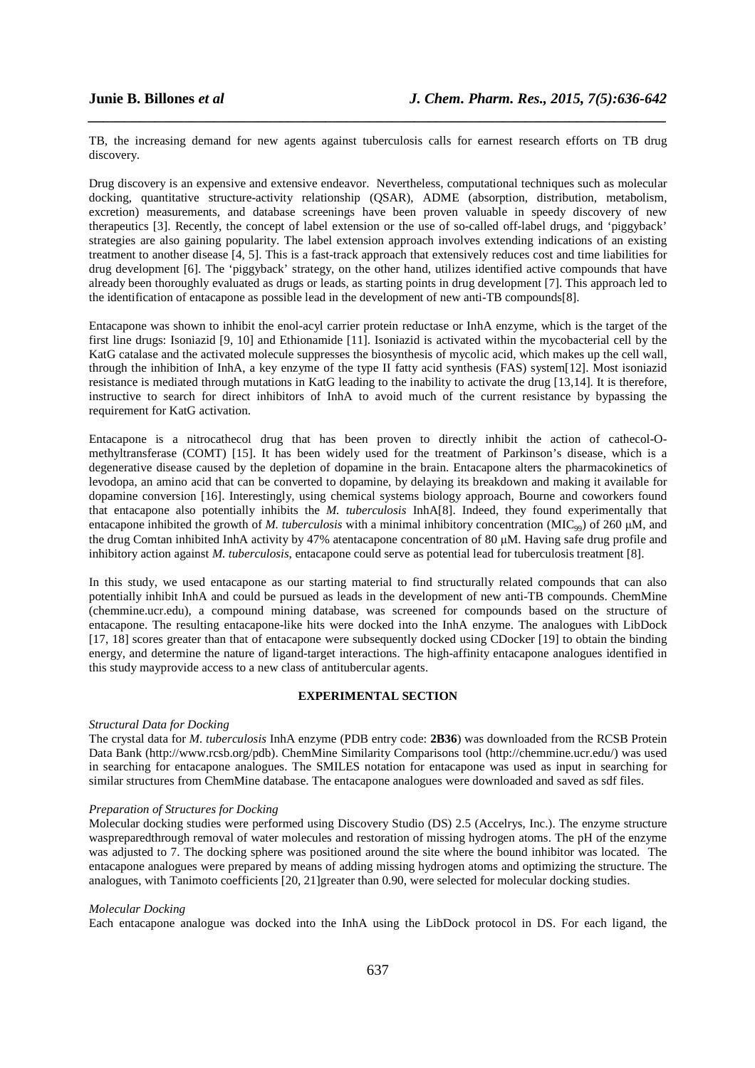TB, the increasing demand for new agents against tuberculosis calls for earnest research efforts on TB drug discovery.

Drug discovery is an expensive and extensive endeavor. Nevertheless, computational techniques such as molecular docking, quantitative structure-activity relationship (QSAR), ADME (absorption, distribution, metabolism, excretion) measurements, and database screenings have been proven valuable in speedy discovery of new therapeutics [3]. Recently, the concept of label extension or the use of so-called off-label drugs, and 'piggyback' strategies are also gaining popularity. The label extension approach involves extending indications of an existing treatment to another disease [4, 5]. This is a fast-track approach that extensively reduces cost and time liabilities for drug development [6]. The 'piggyback' strategy, on the other hand, utilizes identified active compounds that have already been thoroughly evaluated as drugs or leads, as starting points in drug development [7]. This approach led to the identification of entacapone as possible lead in the development of new anti-TB compounds[8].

Entacapone was shown to inhibit the enol-acyl carrier protein reductase or InhA enzyme, which is the target of the first line drugs: Isoniazid [9, 10] and Ethionamide [11]. Isoniazid is activated within the mycobacterial cell by the KatG catalase and the activated molecule suppresses the biosynthesis of mycolic acid, which makes up the cell wall, through the inhibition of InhA, a key enzyme of the type II fatty acid synthesis (FAS) system[12]. Most isoniazid resistance is mediated through mutations in KatG leading to the inability to activate the drug [13,14]. It is therefore, instructive to search for direct inhibitors of InhA to avoid much of the current resistance by bypassing the requirement for KatG activation.

Entacapone is a nitrocathecol drug that has been proven to directly inhibit the action of cathecol-O-methyltransferase (COMT) [15]. It has been widely used for the treatment of Parkinson's disease, which is a degenerative disease caused by the depletion of dopamine in the brain. Entacapone alters the pharmacokinetics of levodopa, an amino acid that can be converted to dopamine, by delaying its breakdown and making it available for dopamine conversion [16]. Interestingly, using chemical systems biology approach, Bourne and coworkers found that entacapone also potentially inhibits the *M. tuberculosis* InhA[8]. Indeed, they found experimentally that entacapone inhibited the growth of *M. tuberculosis* with a minimal inhibitory concentration ($MIC_{99}$) of 260 μM, and the drug Comtan inhibited InhA activity by 47% atentacapone concentration of 80 μM. Having safe drug profile and inhibitory action against *M. tuberculosis*, entacapone could serve as potential lead for tuberculosis treatment [8].

In this study, we used entacapone as our starting material to find structurally related compounds that can also potentially inhibit InhA and could be pursued as leads in the development of new anti-TB compounds. ChemMine (chemmine.ucr.edu), a compound mining database, was screened for compounds based on the structure of entacapone. The resulting entacapone-like hits were docked into the InhA enzyme. The analogues with LibDock [17, 18] scores greater than that of entacapone were subsequently docked using CDocker [19] to obtain the binding energy, and determine the nature of ligand-target interactions. The high-affinity entacapone analogues identified in this study mayprovide access to a new class of antitubercular agents.

## EXPERIMENTAL SECTION

*Structural Data for Docking*

The crystal data for *M. tuberculosis* InhA enzyme (PDB entry code: **2B36**) was downloaded from the RCSB Protein Data Bank (http://www.rcsb.org/pdb). ChemMine Similarity Comparisons tool (http://chemmine.ucr.edu/) was used in searching for entacapone analogues. The SMILES notation for entacapone was used as input in searching for similar structures from ChemMine database. The entacapone analogues were downloaded and saved as sdf files.

*Preparation of Structures for Docking*

Molecular docking studies were performed using Discovery Studio (DS) 2.5 (Accelrys, Inc.). The enzyme structure waspreparedthrough removal of water molecules and restoration of missing hydrogen atoms. The pH of the enzyme was adjusted to 7. The docking sphere was positioned around the site where the bound inhibitor was located. The entacapone analogues were prepared by means of adding missing hydrogen atoms and optimizing the structure. The analogues, with Tanimoto coefficients [20, 21]greater than 0.90, were selected for molecular docking studies.

*Molecular Docking*

Each entacapone analogue was docked into the InhA using the LibDock protocol in DS. For each ligand, the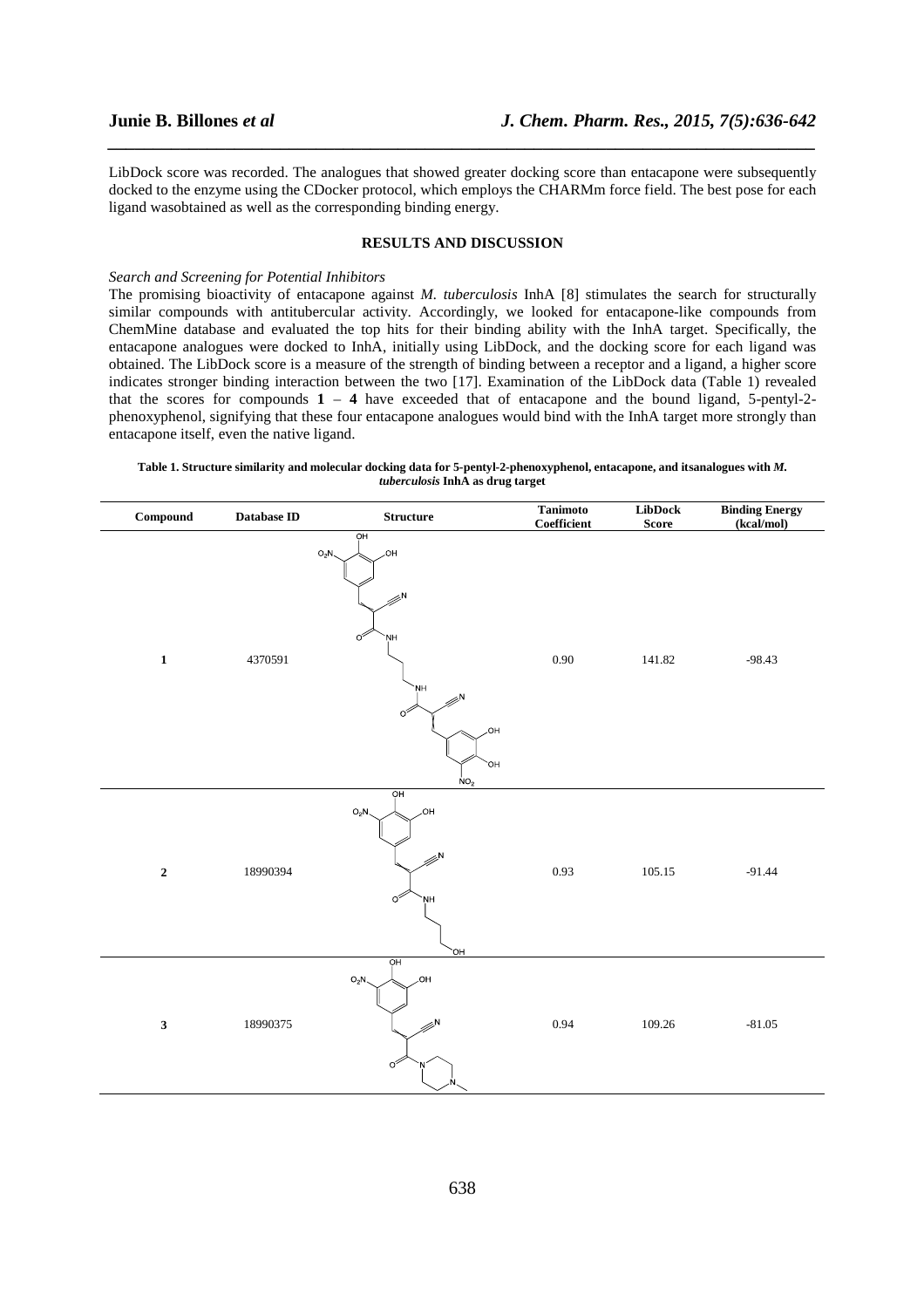LibDock score was recorded. The analogues that showed greater docking score than entacapone were subsequently docked to the enzyme using the CDocker protocol, which employs the CHARMm force field. The best pose for each ligand wasobtained as well as the corresponding binding energy.

## RESULTS AND DISCUSSION

### *Search and Screening for Potential Inhibitors*

The promising bioactivity of entacapone against *M. tuberculosis* InhA [8] stimulates the search for structurally similar compounds with antitubercular activity. Accordingly, we looked for entacapone-like compounds from ChemMine database and evaluated the top hits for their binding ability with the InhA target. Specifically, the entacapone analogues were docked to InhA, initially using LibDock, and the docking score for each ligand was obtained. The LibDock score is a measure of the strength of binding between a receptor and a ligand, a higher score indicates stronger binding interaction between the two [17]. Examination of the LibDock data (Table 1) revealed that the scores for compounds **1** – **4** have exceeded that of entacapone and the bound ligand, 5-pentyl-2-phenoxyphenol, signifying that these four entacapone analogues would bind with the InhA target more strongly than entacapone itself, even the native ligand.

**Table 1. Structure similarity and molecular docking data for 5-pentyl-2-phenoxyphenol, entacapone, and itsanalogues with *M. tuberculosis* InhA as drug target**

| Compound | Database ID | Structure | Tanimoto Coefficient | LibDock Score | Binding Energy (kcal/mol) |
|---|---|---|---|---|---|
| **1** | 4370591 | | 0.90 | 141.82 | -98.43 |
| **2** | 18990394 | | 0.93 | 105.15 | -91.44 |
| **3** | 18990375 | | 0.94 | 109.26 | -81.05 |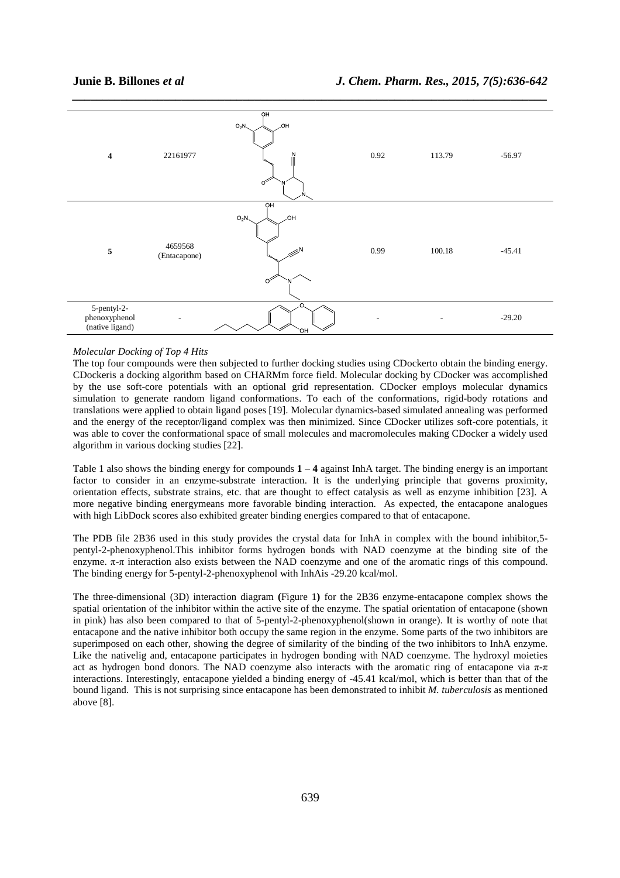| | | | | | |
|---|---|---|---|---|---|
| **4** | 22161977 | | 0.92 | 113.79 | -56.97 |
| **5** | 4659568 (Entacapone) | | 0.99 | 100.18 | -45.41 |
| 5-pentyl-2-phenoxyphenol (native ligand) | - | | - | - | -29.20 |

*Molecular Docking of Top 4 Hits*

The top four compounds were then subjected to further docking studies using CDockerto obtain the binding energy. CDockeris a docking algorithm based on CHARMm force field. Molecular docking by CDocker was accomplished by the use soft-core potentials with an optional grid representation. CDocker employs molecular dynamics simulation to generate random ligand conformations. To each of the conformations, rigid-body rotations and translations were applied to obtain ligand poses [19]. Molecular dynamics-based simulated annealing was performed and the energy of the receptor/ligand complex was then minimized. Since CDocker utilizes soft-core potentials, it was able to cover the conformational space of small molecules and macromolecules making CDocker a widely used algorithm in various docking studies [22].

Table 1 also shows the binding energy for compounds **1** – **4** against InhA target. The binding energy is an important factor to consider in an enzyme-substrate interaction. It is the underlying principle that governs proximity, orientation effects, substrate strains, etc. that are thought to effect catalysis as well as enzyme inhibition [23]. A more negative binding energymeans more favorable binding interaction. As expected, the entacapone analogues with high LibDock scores also exhibited greater binding energies compared to that of entacapone.

The PDB file 2B36 used in this study provides the crystal data for InhA in complex with the bound inhibitor,5-pentyl-2-phenoxyphenol.This inhibitor forms hydrogen bonds with NAD coenzyme at the binding site of the enzyme. π-π interaction also exists between the NAD coenzyme and one of the aromatic rings of this compound. The binding energy for 5-pentyl-2-phenoxyphenol with InhAis -29.20 kcal/mol.

The three-dimensional (3D) interaction diagram **(**Figure 1**)** for the 2B36 enzyme-entacapone complex shows the spatial orientation of the inhibitor within the active site of the enzyme. The spatial orientation of entacapone (shown in pink) has also been compared to that of 5-pentyl-2-phenoxyphenol(shown in orange). It is worthy of note that entacapone and the native inhibitor both occupy the same region in the enzyme. Some parts of the two inhibitors are superimposed on each other, showing the degree of similarity of the binding of the two inhibitors to InhA enzyme. Like the nativelig and, entacapone participates in hydrogen bonding with NAD coenzyme. The hydroxyl moieties act as hydrogen bond donors. The NAD coenzyme also interacts with the aromatic ring of entacapone via π-π interactions. Interestingly, entacapone yielded a binding energy of -45.41 kcal/mol, which is better than that of the bound ligand. This is not surprising since entacapone has been demonstrated to inhibit *M. tuberculosis* as mentioned above [8].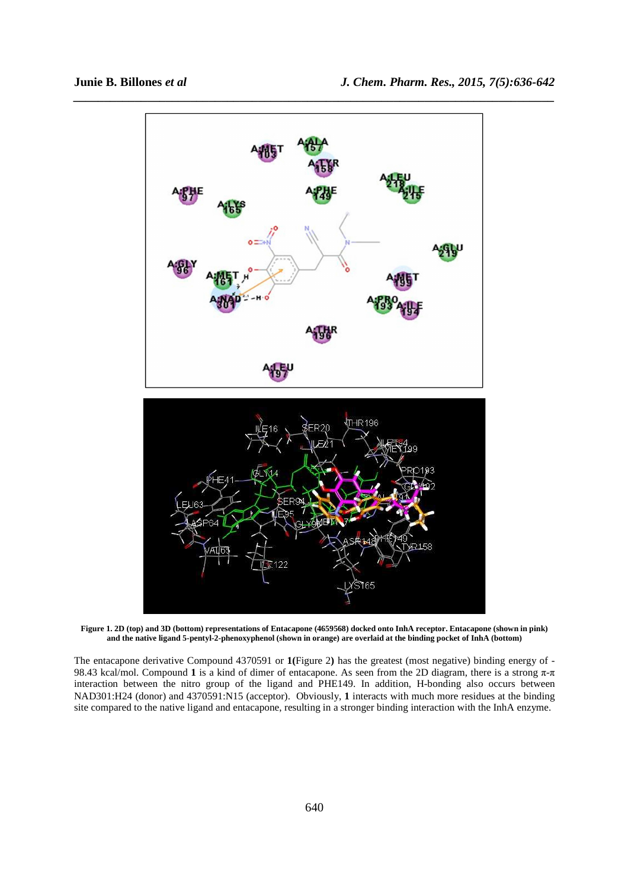**Figure 1. 2D (top) and 3D (bottom) representations of Entacapone (4659568) docked onto InhA receptor. Entacapone (shown in pink) and the native ligand 5-pentyl-2-phenoxyphenol (shown in orange) are overlaid at the binding pocket of InhA (bottom)**

The entacapone derivative Compound 4370591 or **1**(Figure 2**)** has the greatest (most negative) binding energy of -98.43 kcal/mol. Compound **1** is a kind of dimer of entacapone. As seen from the 2D diagram, there is a strong π-π interaction between the nitro group of the ligand and PHE149. In addition, H-bonding also occurs between NAD301:H24 (donor) and 4370591:N15 (acceptor). Obviously, **1** interacts with much more residues at the binding site compared to the native ligand and entacapone, resulting in a stronger binding interaction with the InhA enzyme.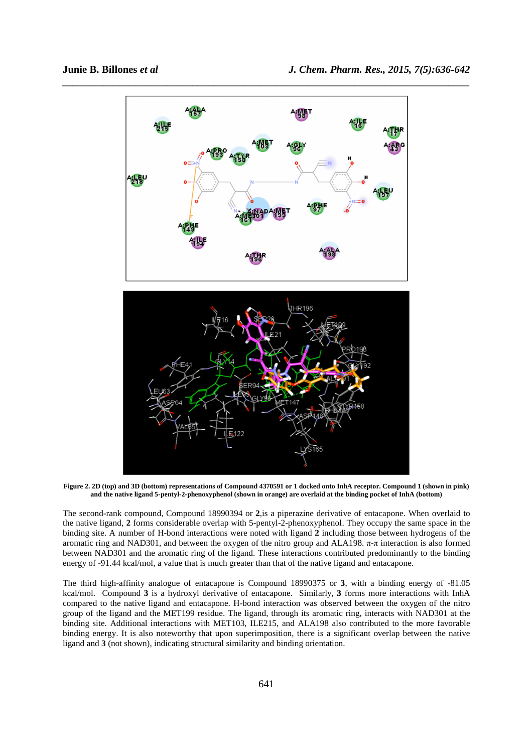**Figure 2. 2D (top) and 3D (bottom) representations of Compound 4370591 or 1 docked onto InhA receptor. Compound 1 (shown in pink) and the native ligand 5-pentyl-2-phenoxyphenol (shown in orange) are overlaid at the binding pocket of InhA (bottom)**

The second-rank compound, Compound 18990394 or **2**,is a piperazine derivative of entacapone. When overlaid to the native ligand, **2** forms considerable overlap with 5-pentyl-2-phenoxyphenol. They occupy the same space in the binding site. A number of H-bond interactions were noted with ligand **2** including those between hydrogens of the aromatic ring and NAD301, and between the oxygen of the nitro group and ALA198. π-π interaction is also formed between NAD301 and the aromatic ring of the ligand. These interactions contributed predominantly to the binding energy of -91.44 kcal/mol, a value that is much greater than that of the native ligand and entacapone.

The third high-affinity analogue of entacapone is Compound 18990375 or **3**, with a binding energy of -81.05 kcal/mol. Compound **3** is a hydroxyl derivative of entacapone. Similarly, **3** forms more interactions with InhA compared to the native ligand and entacapone. H-bond interaction was observed between the oxygen of the nitro group of the ligand and the MET199 residue. The ligand, through its aromatic ring, interacts with NAD301 at the binding site. Additional interactions with MET103, ILE215, and ALA198 also contributed to the more favorable binding energy. It is also noteworthy that upon superimposition, there is a significant overlap between the native ligand and **3** (not shown), indicating structural similarity and binding orientation.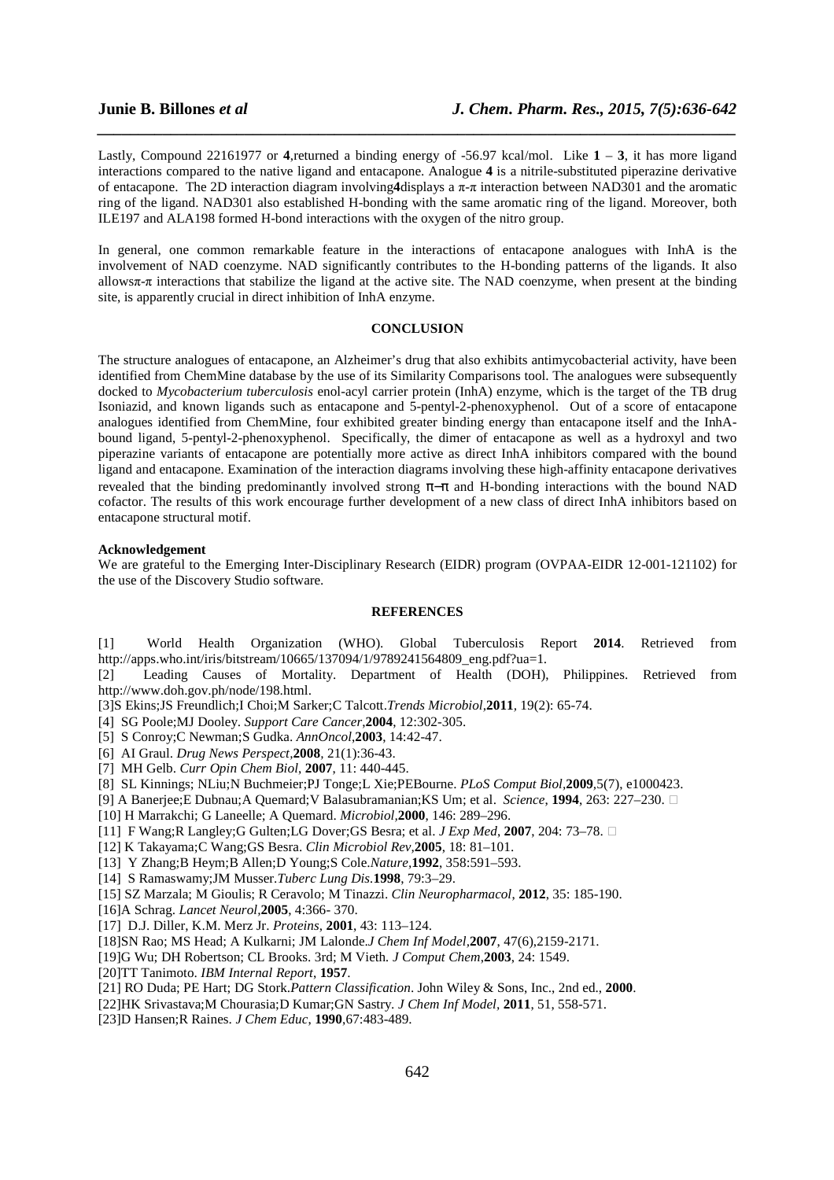Lastly, Compound 22161977 or **4**,returned a binding energy of -56.97 kcal/mol. Like **1** – **3**, it has more ligand interactions compared to the native ligand and entacapone. Analogue **4** is a nitrile-substituted piperazine derivative of entacapone. The 2D interaction diagram involving**4**displays a π-π interaction between NAD301 and the aromatic ring of the ligand. NAD301 also established H-bonding with the same aromatic ring of the ligand. Moreover, both ILE197 and ALA198 formed H-bond interactions with the oxygen of the nitro group.

In general, one common remarkable feature in the interactions of entacapone analogues with InhA is the involvement of NAD coenzyme. NAD significantly contributes to the H-bonding patterns of the ligands. It also allowsπ-π interactions that stabilize the ligand at the active site. The NAD coenzyme, when present at the binding site, is apparently crucial in direct inhibition of InhA enzyme.

## CONCLUSION

The structure analogues of entacapone, an Alzheimer's drug that also exhibits antimycobacterial activity, have been identified from ChemMine database by the use of its Similarity Comparisons tool. The analogues were subsequently docked to *Mycobacterium tuberculosis* enol-acyl carrier protein (InhA) enzyme, which is the target of the TB drug Isoniazid, and known ligands such as entacapone and 5-pentyl-2-phenoxyphenol. Out of a score of entacapone analogues identified from ChemMine, four exhibited greater binding energy than entacapone itself and the InhA-bound ligand, 5-pentyl-2-phenoxyphenol. Specifically, the dimer of entacapone as well as a hydroxyl and two piperazine variants of entacapone are potentially more active as direct InhA inhibitors compared with the bound ligand and entacapone. Examination of the interaction diagrams involving these high-affinity entacapone derivatives revealed that the binding predominantly involved strong π–π and H-bonding interactions with the bound NAD cofactor. The results of this work encourage further development of a new class of direct InhA inhibitors based on entacapone structural motif.

**Acknowledgement**

We are grateful to the Emerging Inter-Disciplinary Research (EIDR) program (OVPAA-EIDR 12-001-121102) for the use of the Discovery Studio software.

## REFERENCES

[1] World Health Organization (WHO). Global Tuberculosis Report **2014**. Retrieved from http://apps.who.int/iris/bitstream/10665/137094/1/9789241564809_eng.pdf?ua=1.

[2] Leading Causes of Mortality. Department of Health (DOH), Philippines. Retrieved from http://www.doh.gov.ph/node/198.html.

[3]S Ekins;JS Freundlich;I Choi;M Sarker;C Talcott.*Trends Microbiol*,**2011**, 19(2): 65-74.

[4] SG Poole;MJ Dooley. *Support Care Cancer*,**2004**, 12:302-305.

[5] S Conroy;C Newman;S Gudka. *AnnOncol*,**2003**, 14:42-47.

[6] AI Graul. *Drug News Perspect*,**2008**, 21(1):36-43.

[7] MH Gelb. *Curr Opin Chem Biol*, **2007**, 11: 440-445.

[8] SL Kinnings; NLiu;N Buchmeier;PJ Tonge;L Xie;PEBourne. *PLoS Comput Biol*,**2009**,5(7), e1000423.

[9] A Banerjee;E Dubnau;A Quemard;V Balasubramanian;KS Um; et al. *Science*, **1994**, 263: 227–230.

[10] H Marrakchi; G Laneelle; A Quemard. *Microbiol*,**2000**, 146: 289–296.

[11] F Wang;R Langley;G Gulten;LG Dover;GS Besra; et al. *J Exp Med*, **2007**, 204: 73–78.

[12] K Takayama;C Wang;GS Besra. *Clin Microbiol Rev*,**2005**, 18: 81–101.

[13] Y Zhang;B Heym;B Allen;D Young;S Cole.*Nature*,**1992**, 358:591–593.

[14] S Ramaswamy;JM Musser.*Tuberc Lung Dis*.**1998**, 79:3–29.

[15] SZ Marzala; M Gioulis; R Ceravolo; M Tinazzi. *Clin Neuropharmacol*, **2012**, 35: 185-190.

[16]A Schrag. *Lancet Neurol*,**2005**, 4:366- 370.

[17] D.J. Diller, K.M. Merz Jr. *Proteins*, **2001**, 43: 113–124.

[18]SN Rao; MS Head; A Kulkarni; JM Lalonde.*J Chem Inf Model*,**2007**, 47(6),2159-2171.

[19]G Wu; DH Robertson; CL Brooks. 3rd; M Vieth. *J Comput Chem*,**2003**, 24: 1549.

[20]TT Tanimoto. *IBM Internal Report*, **1957**.

[21] RO Duda; PE Hart; DG Stork.*Pattern Classification*. John Wiley & Sons, Inc., 2nd ed., **2000**.

[22]HK Srivastava;M Chourasia;D Kumar;GN Sastry. *J Chem Inf Model*, **2011**, 51, 558-571.

[23]D Hansen;R Raines. *J Chem Educ*, **1990**,67:483-489.